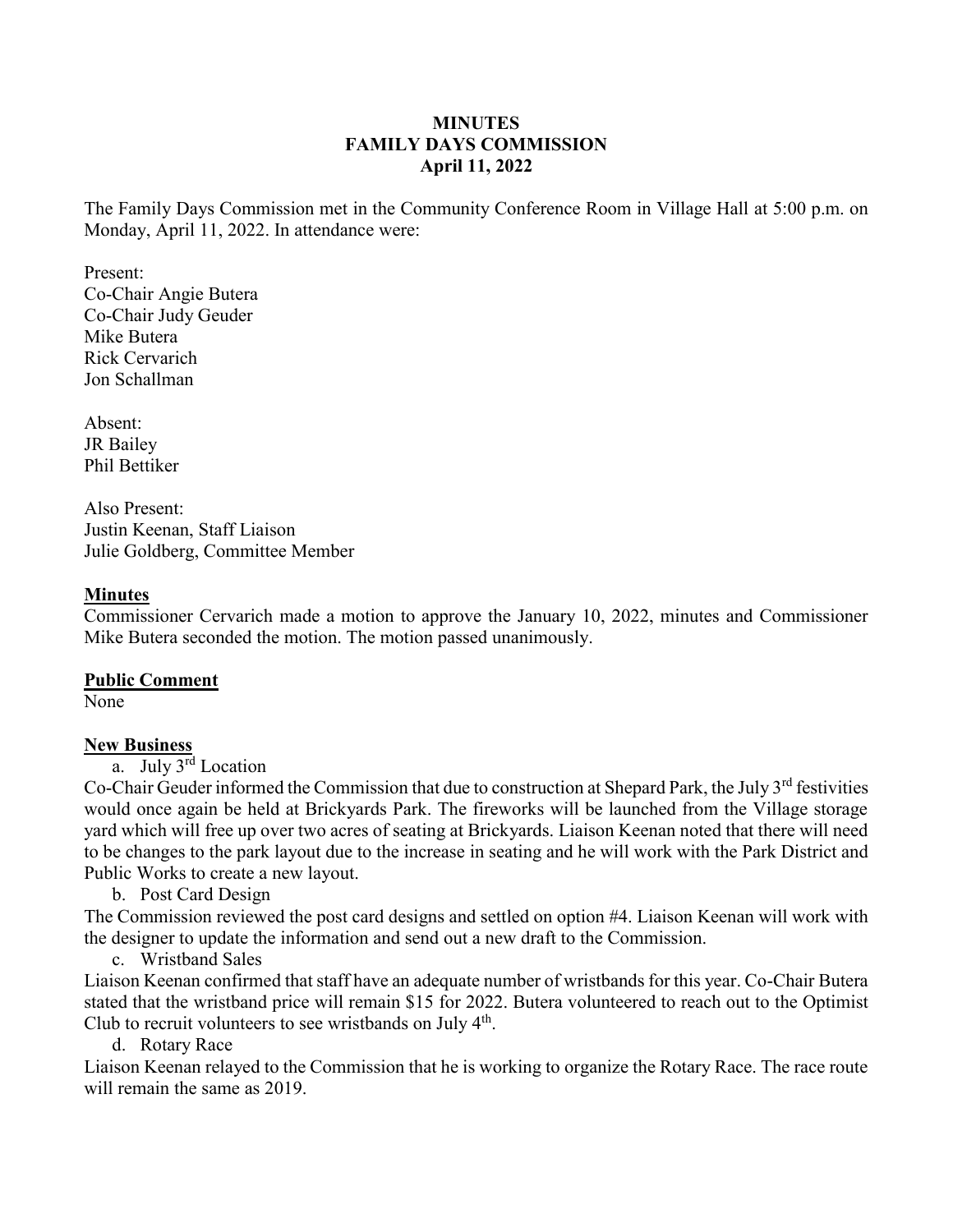**MINUTES**
**FAMILY DAYS COMMISSION**
**April 11, 2022**

The Family Days Commission met in the Community Conference Room in Village Hall at 5:00 p.m. on Monday, April 11, 2022. In attendance were:

Present:
Co-Chair Angie Butera
Co-Chair Judy Geuder
Mike Butera
Rick Cervarich
Jon Schallman

Absent:
JR Bailey
Phil Bettiker

Also Present:
Justin Keenan, Staff Liaison
Julie Goldberg, Committee Member

**Minutes**

Commissioner Cervarich made a motion to approve the January 10, 2022, minutes and Commissioner Mike Butera seconded the motion. The motion passed unanimously.

**Public Comment**

None

**New Business**

a. July 3rd Location

Co-Chair Geuder informed the Commission that due to construction at Shepard Park, the July 3rd festivities would once again be held at Brickyards Park. The fireworks will be launched from the Village storage yard which will free up over two acres of seating at Brickyards. Liaison Keenan noted that there will need to be changes to the park layout due to the increase in seating and he will work with the Park District and Public Works to create a new layout.

b. Post Card Design

The Commission reviewed the post card designs and settled on option #4. Liaison Keenan will work with the designer to update the information and send out a new draft to the Commission.

c. Wristband Sales

Liaison Keenan confirmed that staff have an adequate number of wristbands for this year. Co-Chair Butera stated that the wristband price will remain $15 for 2022. Butera volunteered to reach out to the Optimist Club to recruit volunteers to see wristbands on July 4th.

d. Rotary Race

Liaison Keenan relayed to the Commission that he is working to organize the Rotary Race. The race route will remain the same as 2019.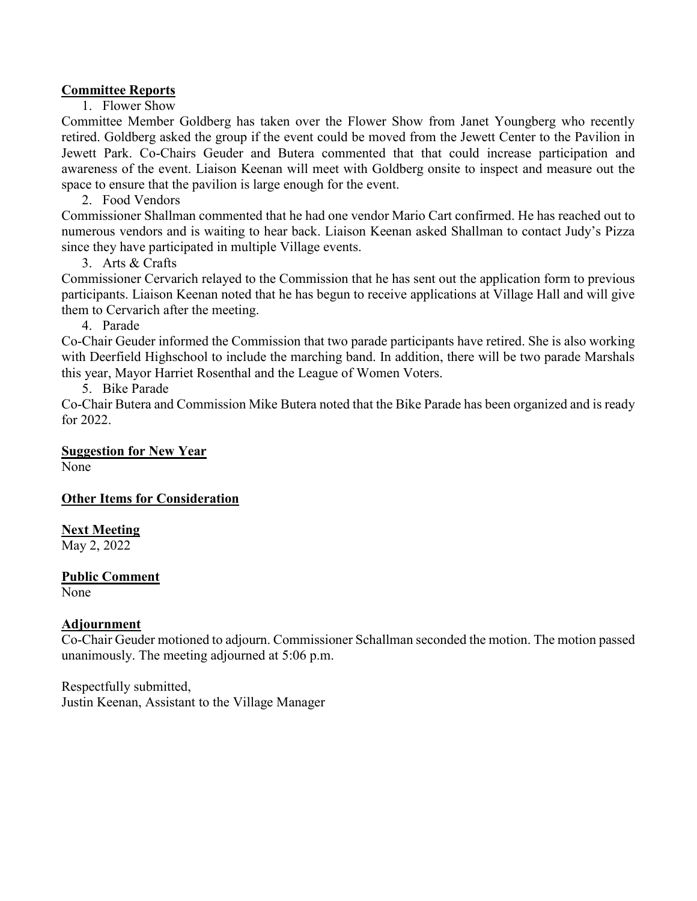**Committee Reports**

1. Flower Show

Committee Member Goldberg has taken over the Flower Show from Janet Youngberg who recently retired. Goldberg asked the group if the event could be moved from the Jewett Center to the Pavilion in Jewett Park. Co-Chairs Geuder and Butera commented that that could increase participation and awareness of the event. Liaison Keenan will meet with Goldberg onsite to inspect and measure out the space to ensure that the pavilion is large enough for the event.

2. Food Vendors

Commissioner Shallman commented that he had one vendor Mario Cart confirmed. He has reached out to numerous vendors and is waiting to hear back. Liaison Keenan asked Shallman to contact Judy's Pizza since they have participated in multiple Village events.

3. Arts & Crafts

Commissioner Cervarich relayed to the Commission that he has sent out the application form to previous participants. Liaison Keenan noted that he has begun to receive applications at Village Hall and will give them to Cervarich after the meeting.

4. Parade

Co-Chair Geuder informed the Commission that two parade participants have retired. She is also working with Deerfield Highschool to include the marching band. In addition, there will be two parade Marshals this year, Mayor Harriet Rosenthal and the League of Women Voters.

5. Bike Parade

Co-Chair Butera and Commission Mike Butera noted that the Bike Parade has been organized and is ready for 2022.

**Suggestion for New Year**

None

**Other Items for Consideration**

**Next Meeting**

May 2, 2022

**Public Comment**

None

**Adjournment**

Co-Chair Geuder motioned to adjourn. Commissioner Schallman seconded the motion. The motion passed unanimously. The meeting adjourned at 5:06 p.m.

Respectfully submitted,
Justin Keenan, Assistant to the Village Manager